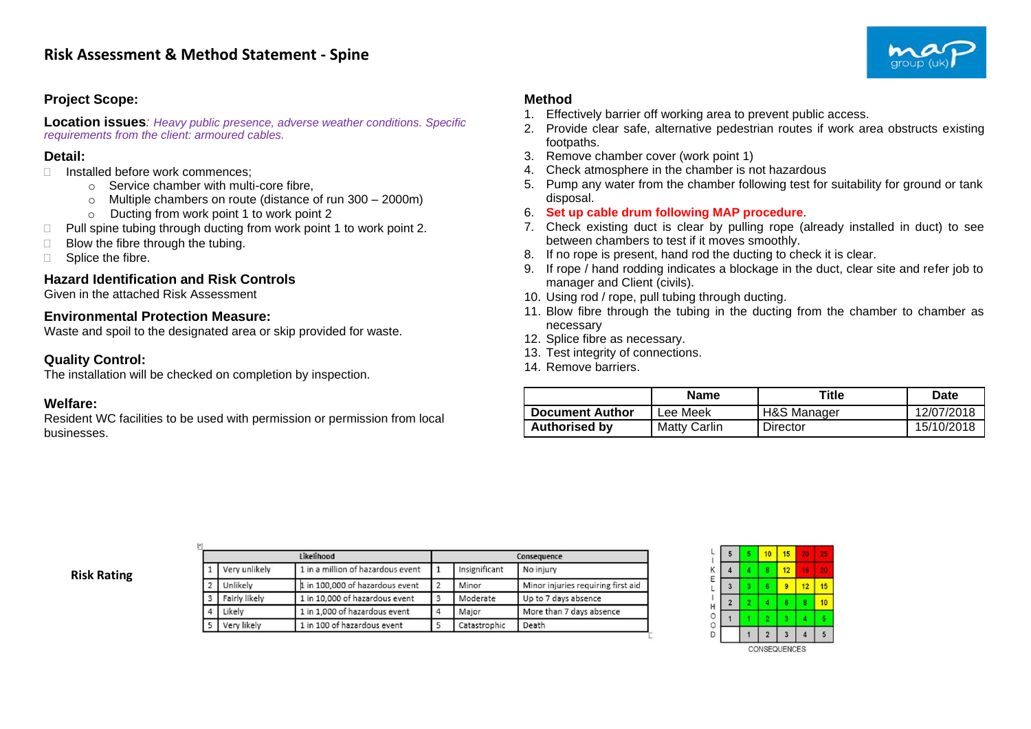# Risk Assessment & Method Statement - Spine

## Project Scope:

**Location issues**: *Heavy public presence, adverse weather conditions. Specific requirements from the client: armoured cables.*

## Detail:

- Installed before work commences;
  - Service chamber with multi-core fibre,
  - Multiple chambers on route (distance of run 300 – 2000m)
  - Ducting from work point 1 to work point 2
- Pull spine tubing through ducting from work point 1 to work point 2.
- Blow the fibre through the tubing.
- Splice the fibre.

## Hazard Identification and Risk Controls

Given in the attached Risk Assessment

## Environmental Protection Measure:

Waste and spoil to the designated area or skip provided for waste.

## Quality Control:

The installation will be checked on completion by inspection.

## Welfare:

Resident WC facilities to be used with permission or permission from local businesses.

## Method

1. Effectively barrier off working area to prevent public access.
2. Provide clear safe, alternative pedestrian routes if work area obstructs existing footpaths.
3. Remove chamber cover (work point 1)
4. Check atmosphere in the chamber is not hazardous
5. Pump any water from the chamber following test for suitability for ground or tank disposal.
6. **Set up cable drum following MAP procedure**.
7. Check existing duct is clear by pulling rope (already installed in duct) to see between chambers to test if it moves smoothly.
8. If no rope is present, hand rod the ducting to check it is clear.
9. If rope / hand rodding indicates a blockage in the duct, clear site and refer job to manager and Client (civils).
10. Using rod / rope, pull tubing through ducting.
11. Blow fibre through the tubing in the ducting from the chamber to chamber as necessary
12. Splice fibre as necessary.
13. Test integrity of connections.
14. Remove barriers.

| | Name | Title | Date |
|---|---|---|---|
| **Document Author** | Lee Meek | H&S Manager | 12/07/2018 |
| **Authorised by** | Matty Carlin | Director | 15/10/2018 |

**Risk Rating**

| Likelihood | | | Consequence | | |
|---|---|---|---|---|---|
| 1 | Very unlikely | 1 in a million of hazardous event | 1 | Insignificant | No injury |
| 2 | Unlikely | 1 in 100,000 of hazardous event | 2 | Minor | Minor injuries requiring first aid |
| 3 | Fairly likely | 1 in 10,000 of hazardous event | 3 | Moderate | Up to 7 days absence |
| 4 | Likely | 1 in 1,000 of hazardous event | 4 | Major | More than 7 days absence |
| 5 | Very likely | 1 in 100 of hazardous event | 5 | Catastrophic | Death |

| LIKELIHOOD | | | | | |
|---|---|---|---|---|---|
| 5 | 5 | 10 | 15 | 20 | 25 |
| 4 | 4 | 8 | 12 | 16 | 20 |
| 3 | 3 | 6 | 9 | 12 | 15 |
| 2 | 2 | 4 | 6 | 8 | 10 |
| 1 | 1 | 2 | 3 | 4 | 5 |
| | 1 | 2 | 3 | 4 | 5 |

CONSEQUENCES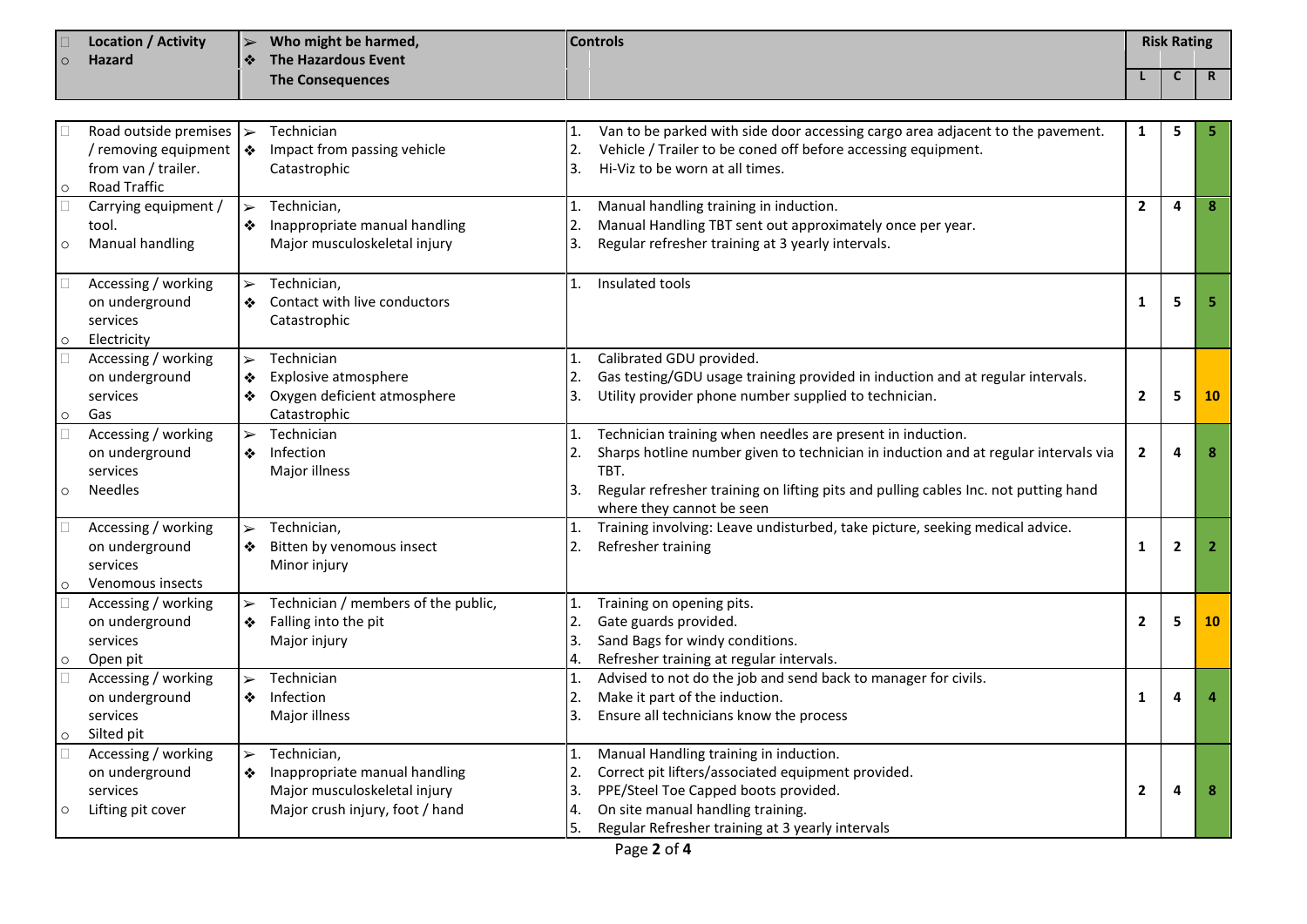| Location / Activity<br>Hazard | Who might be harmed,<br>The Hazardous Event<br>The Consequences | Controls | Risk Rating | | |
|---|---|---|---|---|---|
| | | | L | C | R |
| Road outside premises / removing equipment from van / trailer.<br>Road Traffic | Technician<br>Impact from passing vehicle<br>Catastrophic | 1. Van to be parked with side door accessing cargo area adjacent to the pavement.<br>2. Vehicle / Trailer to be coned off before accessing equipment.<br>3. Hi-Viz to be worn at all times. | 1 | 5 | 5 |
| Carrying equipment / tool.<br>Manual handling | Technician,<br>Inappropriate manual handling<br>Major musculoskeletal injury | 1. Manual handling training in induction.<br>2. Manual Handling TBT sent out approximately once per year.<br>3. Regular refresher training at 3 yearly intervals. | 2 | 4 | 8 |
| Accessing / working on underground services<br>Electricity | Technician,<br>Contact with live conductors<br>Catastrophic | 1. Insulated tools | 1 | 5 | 5 |
| Accessing / working on underground services<br>Gas | Technician<br>Explosive atmosphere<br>Oxygen deficient atmosphere<br>Catastrophic | 1. Calibrated GDU provided.<br>2. Gas testing/GDU usage training provided in induction and at regular intervals.<br>3. Utility provider phone number supplied to technician. | 2 | 5 | 10 |
| Accessing / working on underground services<br>Needles | Technician<br>Infection<br>Major illness | 1. Technician training when needles are present in induction.<br>2. Sharps hotline number given to technician in induction and at regular intervals via TBT.<br>3. Regular refresher training on lifting pits and pulling cables Inc. not putting hand where they cannot be seen | 2 | 4 | 8 |
| Accessing / working on underground services<br>Venomous insects | Technician,<br>Bitten by venomous insect<br>Minor injury | 1. Training involving: Leave undisturbed, take picture, seeking medical advice.<br>2. Refresher training | 1 | 2 | 2 |
| Accessing / working on underground services<br>Open pit | Technician / members of the public,<br>Falling into the pit<br>Major injury | 1. Training on opening pits.<br>2. Gate guards provided.<br>3. Sand Bags for windy conditions.<br>4. Refresher training at regular intervals. | 2 | 5 | 10 |
| Accessing / working on underground services<br>Silted pit | Technician<br>Infection<br>Major illness | 1. Advised to not do the job and send back to manager for civils.<br>2. Make it part of the induction.<br>3. Ensure all technicians know the process | 1 | 4 | 4 |
| Accessing / working on underground services<br>Lifting pit cover | Technician,<br>Inappropriate manual handling<br>Major musculoskeletal injury<br>Major crush injury, foot / hand | 1. Manual Handling training in induction.<br>2. Correct pit lifters/associated equipment provided.<br>3. PPE/Steel Toe Capped boots provided.<br>4. On site manual handling training.<br>5. Regular Refresher training at 3 yearly intervals | 2 | 4 | 8 |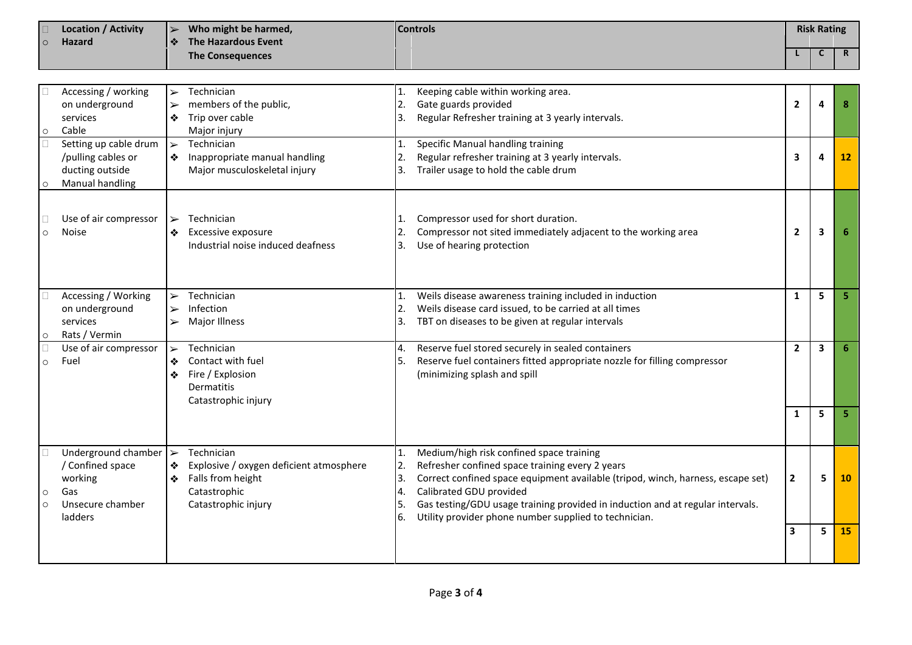| Location / Activity<br>Hazard | Who might be harmed,<br>The Hazardous Event<br>The Consequences | Controls | Risk Rating | | |
|---|---|---|---|---|---|
| | | | L | C | R |
| Accessing / working on underground services<br>Cable | Technician<br>members of the public,<br>Trip over cable<br>Major injury | 1. Keeping cable within working area.<br>2. Gate guards provided<br>3. Regular Refresher training at 3 yearly intervals. | 2 | 4 | 8 |
| Setting up cable drum /pulling cables or ducting outside<br>Manual handling | Technician<br>Inappropriate manual handling<br>Major musculoskeletal injury | 1. Specific Manual handling training<br>2. Regular refresher training at 3 yearly intervals.<br>3. Trailer usage to hold the cable drum | 3 | 4 | 12 |
| Use of air compressor<br>Noise | Technician<br>Excessive exposure<br>Industrial noise induced deafness | 1. Compressor used for short duration.<br>2. Compressor not sited immediately adjacent to the working area<br>3. Use of hearing protection | 2 | 3 | 6 |
| Accessing / Working on underground services<br>Rats / Vermin | Technician<br>Infection<br>Major Illness | 1. Weils disease awareness training included in induction<br>2. Weils disease card issued, to be carried at all times<br>3. TBT on diseases to be given at regular intervals | 1 | 5 | 5 |
| Use of air compressor<br>Fuel | Technician<br>Contact with fuel<br>Fire / Explosion<br>Dermatitis<br>Catastrophic injury | 4. Reserve fuel stored securely in sealed containers<br>5. Reserve fuel containers fitted appropriate nozzle for filling compressor (minimizing splash and spill | 2<br>1 | 3<br>5 | 6<br>5 |
| Underground chamber / Confined space working<br>Gas<br>Unsecure chamber ladders | Technician<br>Explosive / oxygen deficient atmosphere<br>Falls from height<br>Catastrophic<br>Catastrophic injury | 1. Medium/high risk confined space training<br>2. Refresher confined space training every 2 years<br>3. Correct confined space equipment available (tripod, winch, harness, escape set)<br>4. Calibrated GDU provided<br>5. Gas testing/GDU usage training provided in induction and at regular intervals.<br>6. Utility provider phone number supplied to technician. | 2<br>3 | 5<br>5 | 10<br>15 |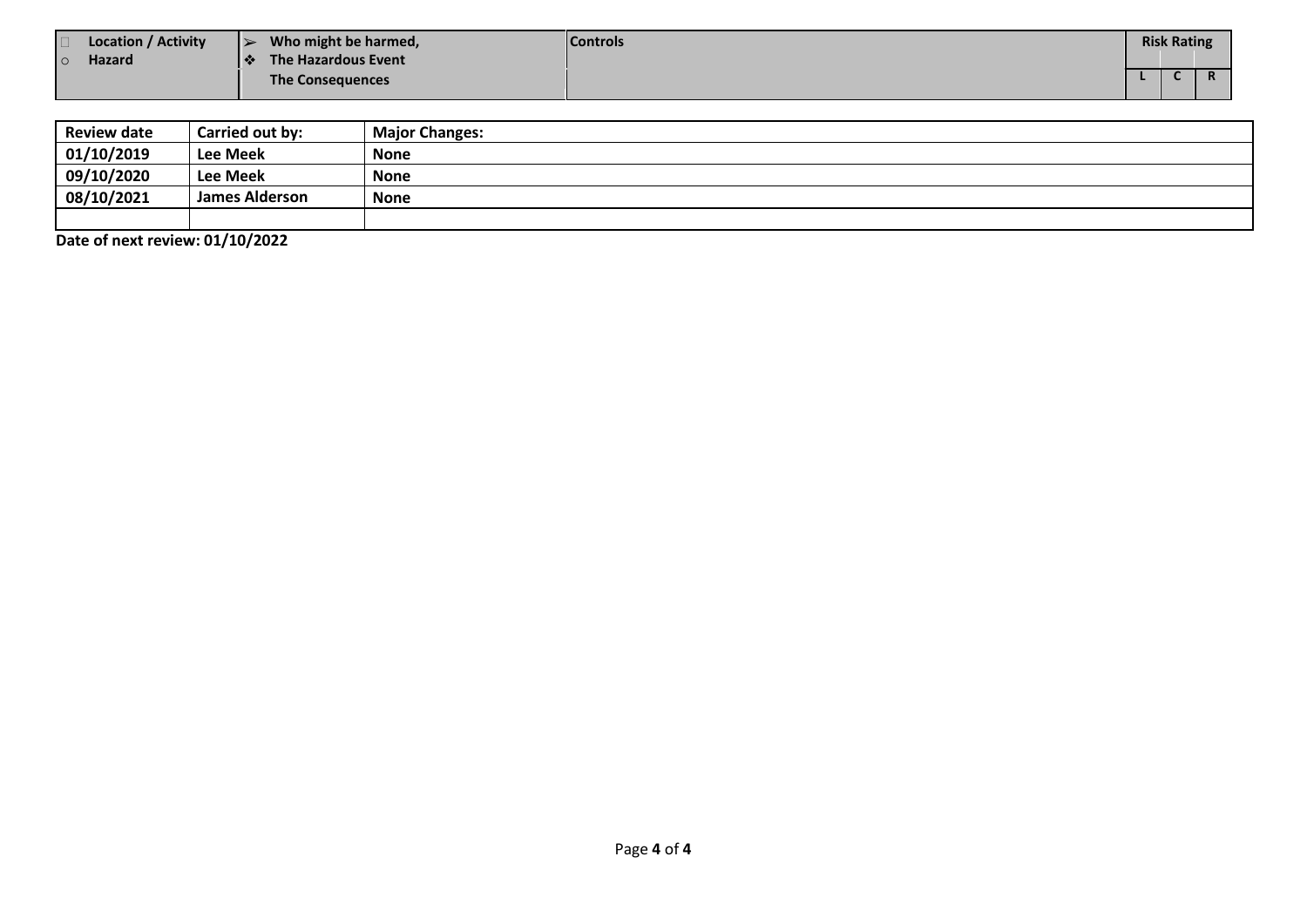| Location / Activity<br>Hazard | Who might be harmed,<br>The Hazardous Event<br>The Consequences | Controls | Risk Rating | | |
|---|---|---|---|---|---|
| | | | L | C | R |

| Review date | Carried out by: | Major Changes: |
|---|---|---|
| 01/10/2019 | Lee Meek | None |
| 09/10/2020 | Lee Meek | None |
| 08/10/2021 | James Alderson | None |
| | | |

**Date of next review: 01/10/2022**